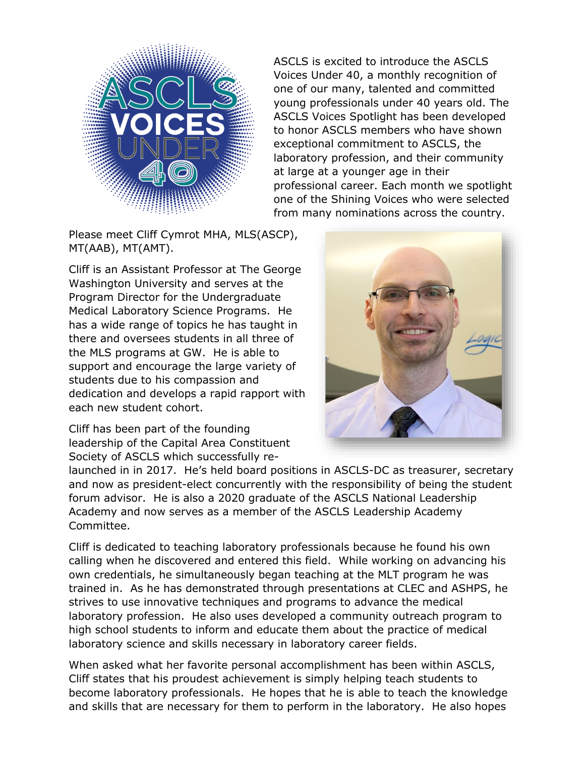ASCLS is excited to introduce the ASCLS Voices Under 40, a monthly recognition of one of our many, talented and committed young professionals under 40 years old. The ASCLS Voices Spotlight has been developed to honor ASCLS members who have shown exceptional commitment to ASCLS, the laboratory profession, and their community at large at a younger age in their professional career. Each month we spotlight one of the Shining Voices who were selected from many nominations across the country.

Please meet Cliff Cymrot MHA, MLS(ASCP), MT(AAB), MT(AMT).

Cliff is an Assistant Professor at The George Washington University and serves at the Program Director for the Undergraduate Medical Laboratory Science Programs. He has a wide range of topics he has taught in there and oversees students in all three of the MLS programs at GW. He is able to support and encourage the large variety of students due to his compassion and dedication and develops a rapid rapport with each new student cohort.

Cliff has been part of the founding leadership of the Capital Area Constituent Society of ASCLS which successfully re-launched in in 2017. He's held board positions in ASCLS-DC as treasurer, secretary and now as president-elect concurrently with the responsibility of being the student forum advisor. He is also a 2020 graduate of the ASCLS National Leadership Academy and now serves as a member of the ASCLS Leadership Academy Committee.

Cliff is dedicated to teaching laboratory professionals because he found his own calling when he discovered and entered this field. While working on advancing his own credentials, he simultaneously began teaching at the MLT program he was trained in. As he has demonstrated through presentations at CLEC and ASHPS, he strives to use innovative techniques and programs to advance the medical laboratory profession. He also uses developed a community outreach program to high school students to inform and educate them about the practice of medical laboratory science and skills necessary in laboratory career fields.

When asked what her favorite personal accomplishment has been within ASCLS, Cliff states that his proudest achievement is simply helping teach students to become laboratory professionals. He hopes that he is able to teach the knowledge and skills that are necessary for them to perform in the laboratory. He also hopes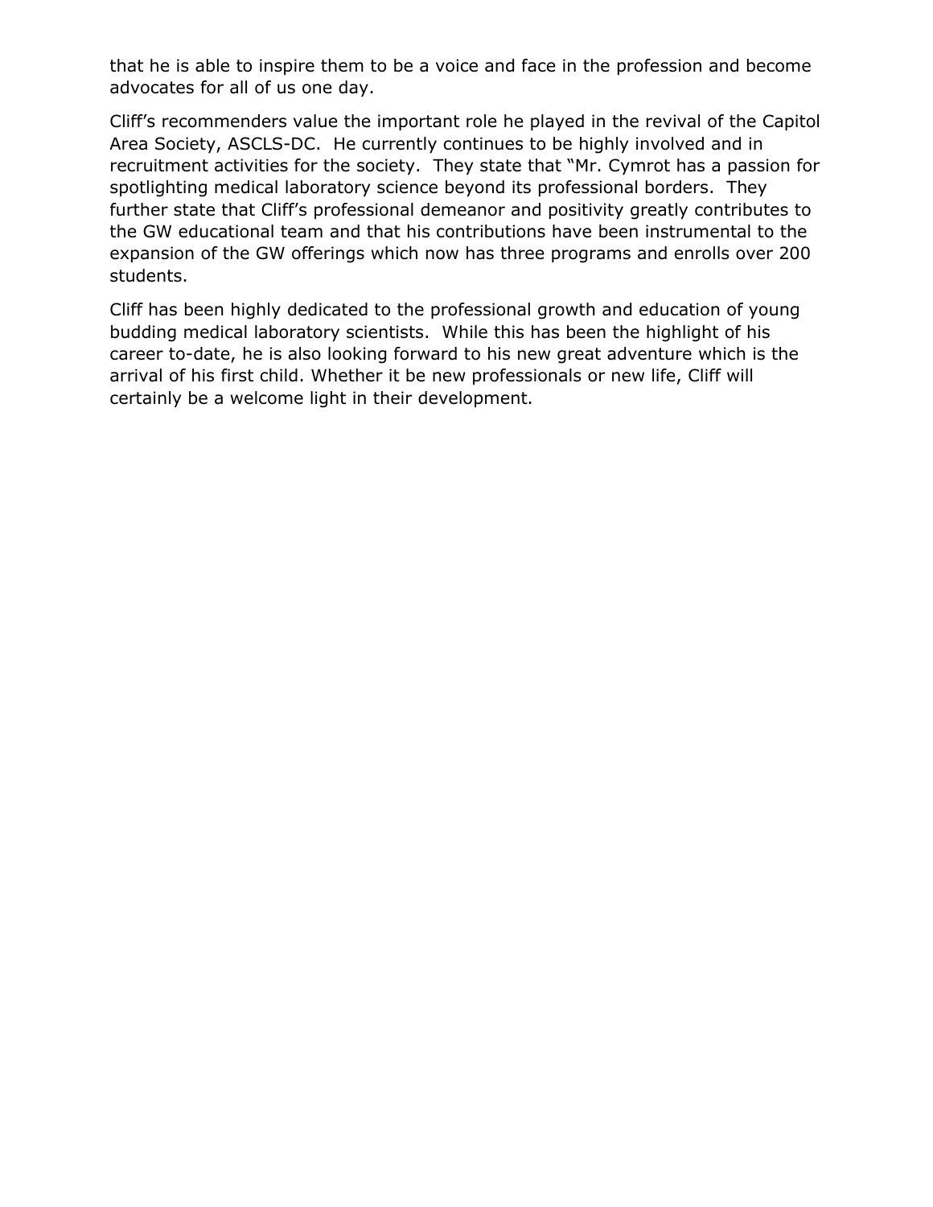that he is able to inspire them to be a voice and face in the profession and become advocates for all of us one day.

Cliff's recommenders value the important role he played in the revival of the Capitol Area Society, ASCLS-DC. He currently continues to be highly involved and in recruitment activities for the society. They state that "Mr. Cymrot has a passion for spotlighting medical laboratory science beyond its professional borders. They further state that Cliff's professional demeanor and positivity greatly contributes to the GW educational team and that his contributions have been instrumental to the expansion of the GW offerings which now has three programs and enrolls over 200 students.

Cliff has been highly dedicated to the professional growth and education of young budding medical laboratory scientists. While this has been the highlight of his career to-date, he is also looking forward to his new great adventure which is the arrival of his first child. Whether it be new professionals or new life, Cliff will certainly be a welcome light in their development.